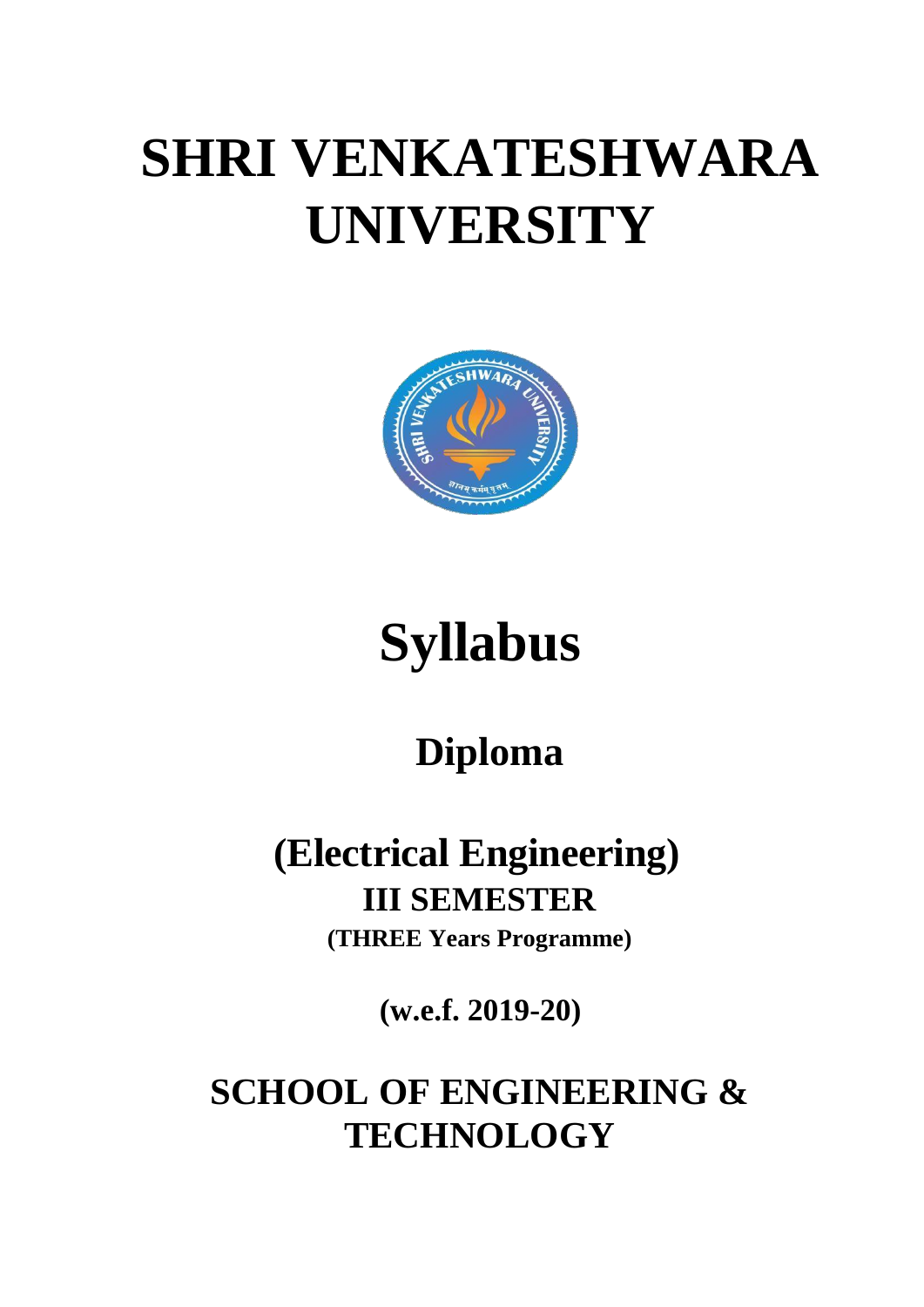# SHRI VENKATESHWARA UNIVERSITY

# Syllabus

## Diplomа

## (Electrical Engineering)

### III SEMESTER

**(THREE Years Programme)**

**(w.e.f. 2019-20)**

## SCHOOL OF ENGINEERING & TECHNOLOGY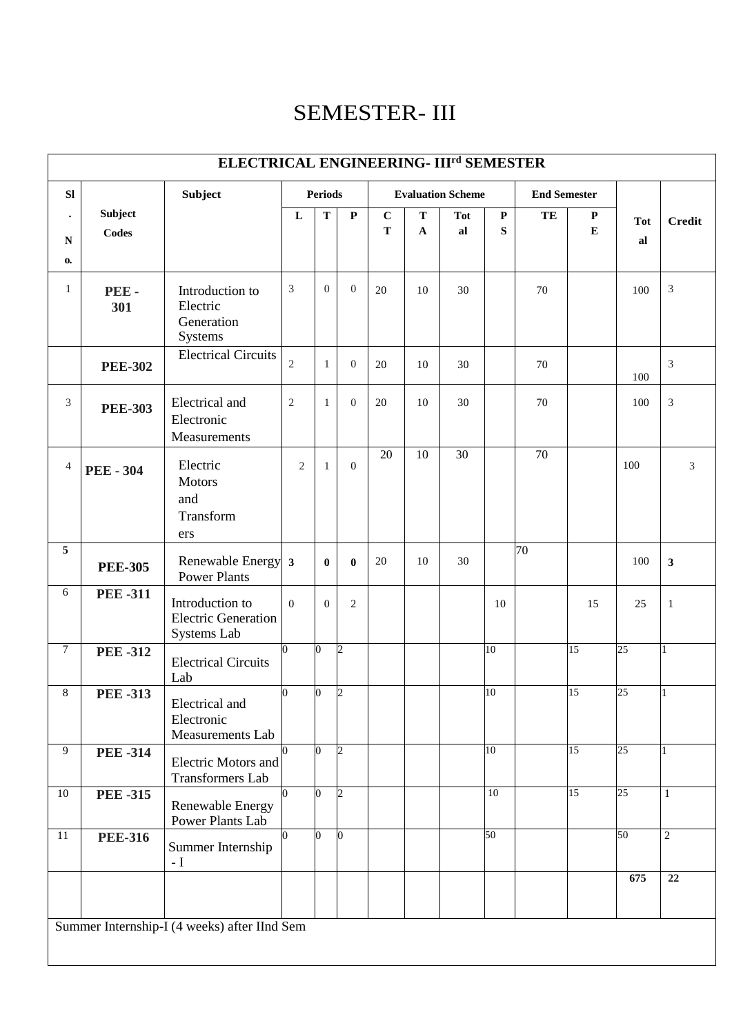# SEMESTER- III

| ELECTRICAL ENGINEERING- III[rd] SEMESTER | | | | | | | | | | | | | | |
|---|---|---|---|---|---|---|---|---|---|---|---|---|---|---|
| Sl. No. | Subject Codes | Subject | Periods | | | Evaluation Scheme | | | | End Semester | | Total | Credit |
| | | | L | T | P | CT | TA | Total | PS | TE | PE | | |
| 1 | PEE - 301 | Introduction to Electric Generation Systems | 3 | 0 | 0 | 20 | 10 | 30 | | 70 | | 100 | 3 |
| | PEE-302 | Electrical Circuits | 2 | 1 | 0 | 20 | 10 | 30 | | 70 | | 100 | 3 |
| 3 | PEE-303 | Electrical and Electronic Measurements | 2 | 1 | 0 | 20 | 10 | 30 | | 70 | | 100 | 3 |
| 4 | PEE - 304 | Electric Motors and Transformers | 2 | 1 | 0 | 20 | 10 | 30 | | 70 | | 100 | 3 |
| 5 | PEE-305 | Renewable Energy Power Plants | 3 | 0 | 0 | 20 | 10 | 30 | | 70 | | 100 | 3 |
| 6 | PEE -311 | Introduction to Electric Generation Systems Lab | 0 | 0 | 2 | | | | 10 | | 15 | 25 | 1 |
| 7 | PEE -312 | Electrical Circuits Lab | 0 | 0 | 2 | | | | 10 | | 15 | 25 | 1 |
| 8 | PEE -313 | Electrical and Electronic Measurements Lab | 0 | 0 | 2 | | | | 10 | | 15 | 25 | 1 |
| 9 | PEE -314 | Electric Motors and Transformers Lab | 0 | 0 | 2 | | | | 10 | | 15 | 25 | 1 |
| 10 | PEE -315 | Renewable Energy Power Plants Lab | 0 | 0 | 2 | | | | 10 | | 15 | 25 | 1 |
| 11 | PEE-316 | Summer Internship - I | 0 | 0 | 0 | | | | 50 | | | 50 | 2 |
| | | | | | | | | | | | | 675 | 22 |

Summer Internship-I (4 weeks) after IInd Sem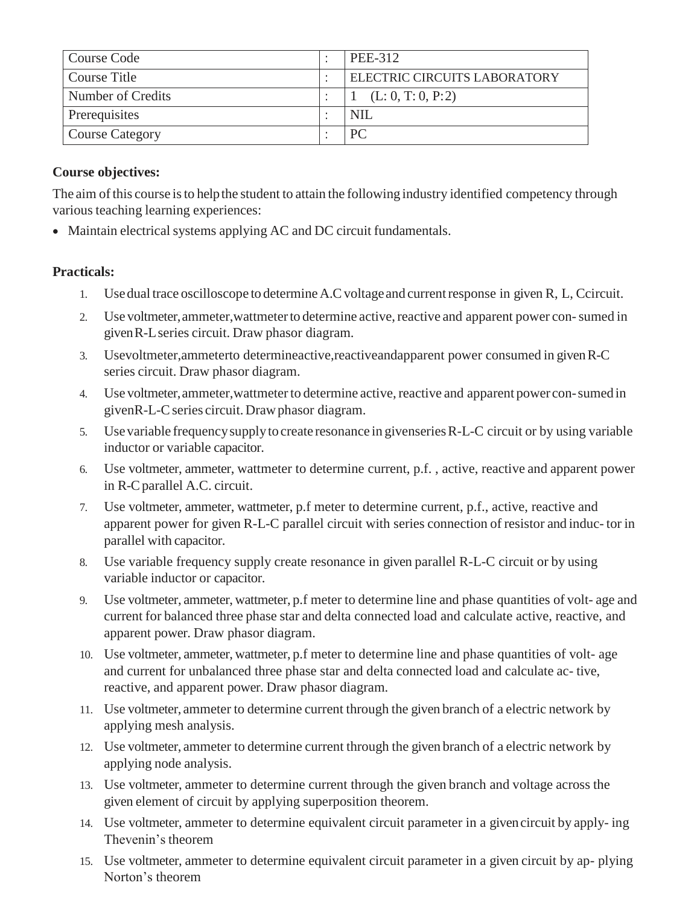| Course Code | : | PEE-312 |
|---|---|---|
| Course Title | : | ELECTRIC CIRCUITS LABORATORY |
| Number of Credits | : | 1 (L: 0, T: 0, P: 2) |
| Prerequisites | : | NIL |
| Course Category | : | PC |

**Course objectives:**

The aim of this course is to help the student to attain the following industry identified competency through various teaching learning experiences:

- Maintain electrical systems applying AC and DC circuit fundamentals.

**Practicals:**

1. Use dual trace oscilloscope to determine A.C voltage and current response in given R, L, Ccircuit.
2. Use voltmeter, ammeter, wattmeter to determine active, reactive and apparent power con- sumed in given R-L series circuit. Draw phasor diagram.
3. Usevoltmeter,ammeterto determineactive,reactiveandapparent power consumed in given R-C series circuit. Draw phasor diagram.
4. Use voltmeter, ammeter, wattmeter to determine active, reactive and apparent power con- sumed in givenR-L-C series circuit. Draw phasor diagram.
5. Use variable frequency supply to create resonance in givenseries R-L-C circuit or by using variable inductor or variable capacitor.
6. Use voltmeter, ammeter, wattmeter to determine current, p.f. , active, reactive and apparent power in R-C parallel A.C. circuit.
7. Use voltmeter, ammeter, wattmeter, p.f meter to determine current, p.f., active, reactive and apparent power for given R-L-C parallel circuit with series connection of resistor and induc- tor in parallel with capacitor.
8. Use variable frequency supply create resonance in given parallel R-L-C circuit or by using variable inductor or capacitor.
9. Use voltmeter, ammeter, wattmeter, p.f meter to determine line and phase quantities of volt- age and current for balanced three phase star and delta connected load and calculate active, reactive, and apparent power. Draw phasor diagram.
10. Use voltmeter, ammeter, wattmeter, p.f meter to determine line and phase quantities of volt- age and current for unbalanced three phase star and delta connected load and calculate ac- tive, reactive, and apparent power. Draw phasor diagram.
11. Use voltmeter, ammeter to determine current through the given branch of a electric network by applying mesh analysis.
12. Use voltmeter, ammeter to determine current through the given branch of a electric network by applying node analysis.
13. Use voltmeter, ammeter to determine current through the given branch and voltage across the given element of circuit by applying superposition theorem.
14. Use voltmeter, ammeter to determine equivalent circuit parameter in a given circuit by apply- ing Thevenin's theorem
15. Use voltmeter, ammeter to determine equivalent circuit parameter in a given circuit by ap- plying Norton's theorem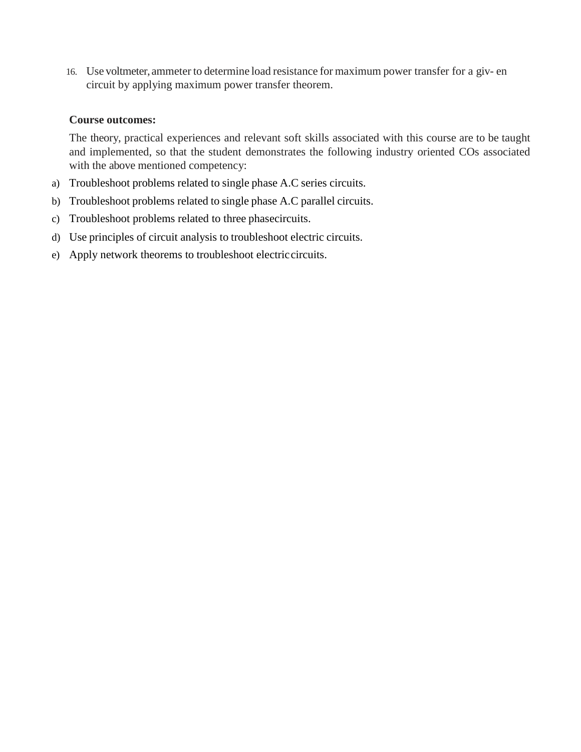16. Use voltmeter, ammeter to determine load resistance for maximum power transfer for a giv- en circuit by applying maximum power transfer theorem.

**Course outcomes:**

The theory, practical experiences and relevant soft skills associated with this course are to be taught and implemented, so that the student demonstrates the following industry oriented COs associated with the above mentioned competency:

a) Troubleshoot problems related to single phase A.C series circuits.
b) Troubleshoot problems related to single phase A.C parallel circuits.
c) Troubleshoot problems related to three phasecircuits.
d) Use principles of circuit analysis to troubleshoot electric circuits.
e) Apply network theorems to troubleshoot electric circuits.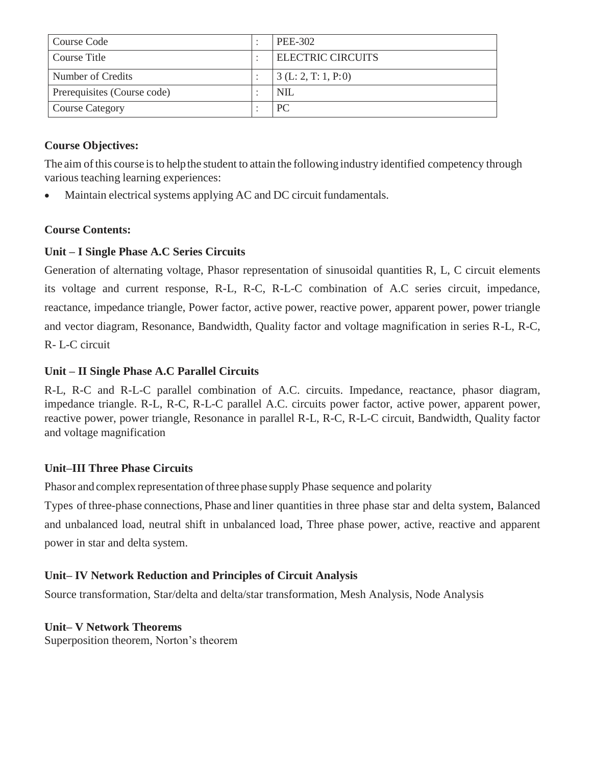| Course Code | : | PEE-302 |
|---|---|---|
| Course Title | : | ELECTRIC CIRCUITS |
| Number of Credits | : | 3 (L: 2, T: 1, P:0) |
| Prerequisites (Course code) | : | NIL |
| Course Category | : | PC |

**Course Objectives:**

The aim of this course is to help the student to attain the following industry identified competency through various teaching learning experiences:

- Maintain electrical systems applying AC and DC circuit fundamentals.

**Course Contents:**

**Unit – I Single Phase A.C Series Circuits**

Generation of alternating voltage, Phasor representation of sinusoidal quantities R, L, C circuit elements its voltage and current response, R-L, R-C, R-L-C combination of A.C series circuit, impedance, reactance, impedance triangle, Power factor, active power, reactive power, apparent power, power triangle and vector diagram, Resonance, Bandwidth, Quality factor and voltage magnification in series R-L, R-C, R- L-C circuit

**Unit – II Single Phase A.C Parallel Circuits**

R-L, R-C and R-L-C parallel combination of A.C. circuits. Impedance, reactance, phasor diagram, impedance triangle. R-L, R-C, R-L-C parallel A.C. circuits power factor, active power, apparent power, reactive power, power triangle, Resonance in parallel R-L, R-C, R-L-C circuit, Bandwidth, Quality factor and voltage magnification

**Unit–III Three Phase Circuits**

Phasor and complex representation of three phase supply Phase sequence and polarity

Types of three-phase connections, Phase and liner quantities in three phase star and delta system, Balanced and unbalanced load, neutral shift in unbalanced load, Three phase power, active, reactive and apparent power in star and delta system.

**Unit– IV Network Reduction and Principles of Circuit Analysis**

Source transformation, Star/delta and delta/star transformation, Mesh Analysis, Node Analysis

**Unit– V Network Theorems**

Superposition theorem, Norton's theorem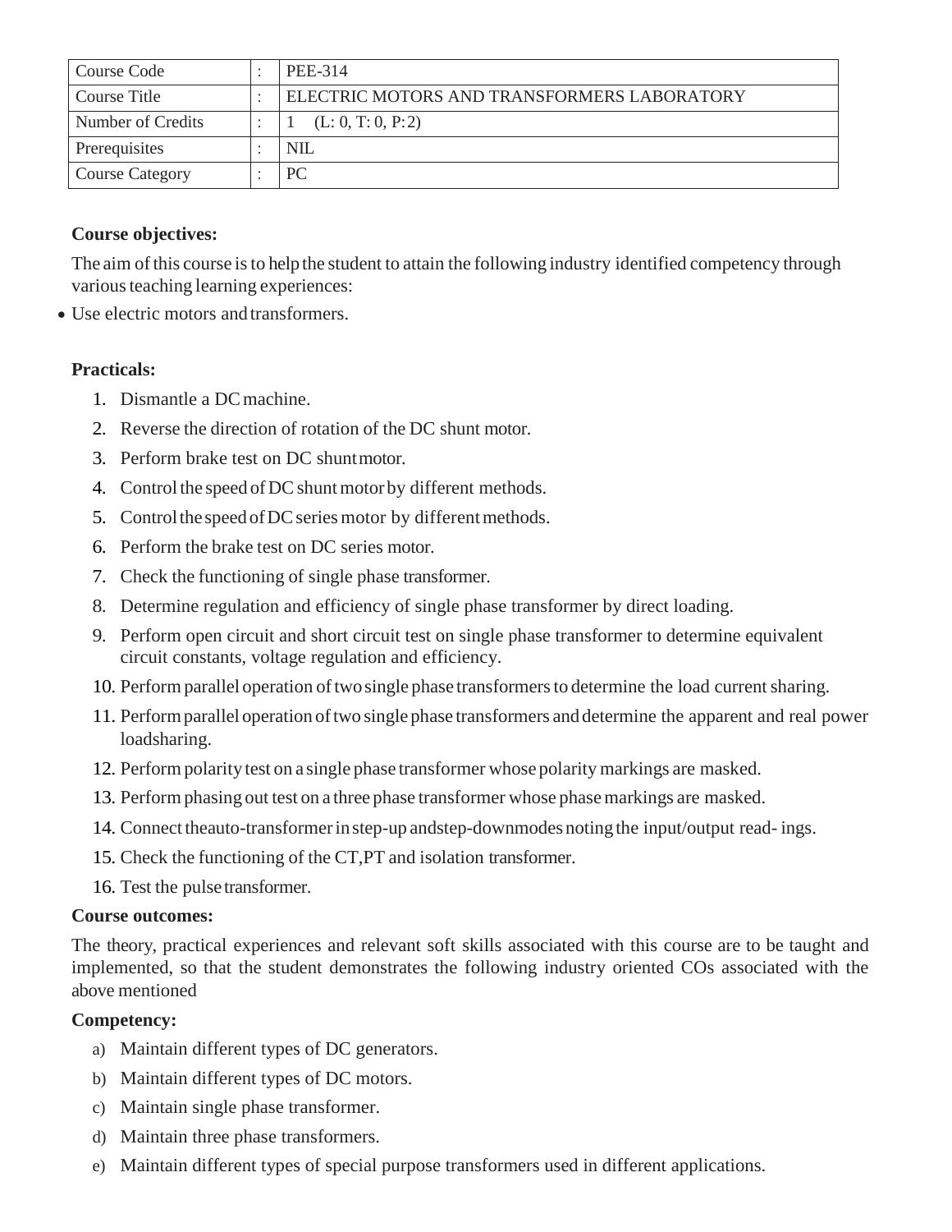| Course Code | : | PEE-314 |
| --- | --- | --- |
| Course Title | : | ELECTRIC MOTORS AND TRANSFORMERS LABORATORY |
| Number of Credits | : | 1 (L: 0, T: 0, P: 2) |
| Prerequisites | : | NIL |
| Course Category | : | PC |

**Course objectives:**

The aim of this course is to help the student to attain the following industry identified competency through various teaching learning experiences:

- Use electric motors and transformers.

**Practicals:**

1. Dismantle a DC machine.
2. Reverse the direction of rotation of the DC shunt motor.
3. Perform brake test on DC shunt motor.
4. Control the speed of DC shunt motor by different methods.
5. Control the speed of DC series motor by different methods.
6. Perform the brake test on DC series motor.
7. Check the functioning of single phase transformer.
8. Determine regulation and efficiency of single phase transformer by direct loading.
9. Perform open circuit and short circuit test on single phase transformer to determine equivalent circuit constants, voltage regulation and efficiency.
10. Perform parallel operation of two single phase transformers to determine the load current sharing.
11. Perform parallel operation of two single phase transformers and determine the apparent and real power loadsharing.
12. Perform polarity test on a single phase transformer whose polarity markings are masked.
13. Perform phasing out test on a three phase transformer whose phase markings are masked.
14. Connect theauto-transformer in step-up andstep-downmodes noting the input/output read- ings.
15. Check the functioning of the CT,PT and isolation transformer.
16. Test the pulse transformer.

**Course outcomes:**

The theory, practical experiences and relevant soft skills associated with this course are to be taught and implemented, so that the student demonstrates the following industry oriented COs associated with the above mentioned

**Competency:**

a) Maintain different types of DC generators.
b) Maintain different types of DC motors.
c) Maintain single phase transformer.
d) Maintain three phase transformers.
e) Maintain different types of special purpose transformers used in different applications.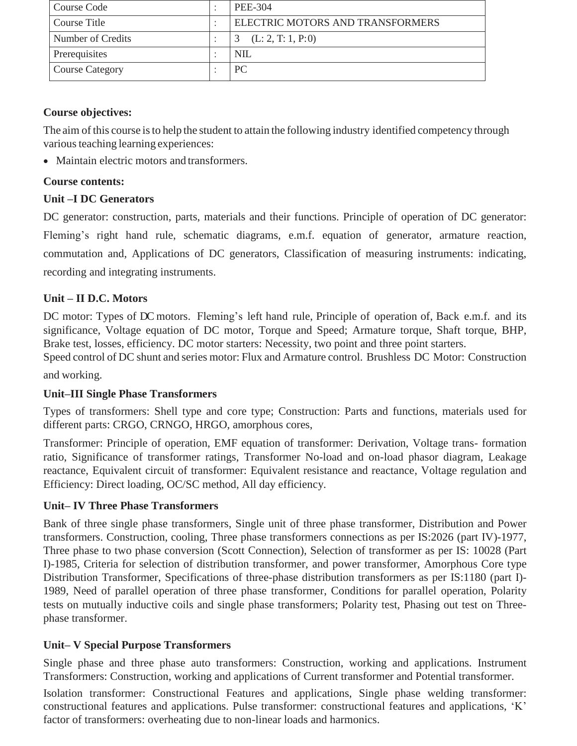| Course Code | : | PEE-304 |
|---|---|---|
| Course Title | : | ELECTRIC MOTORS AND TRANSFORMERS |
| Number of Credits | : | 3 (L: 2, T: 1, P:0) |
| Prerequisites | : | NIL |
| Course Category | : | PC |

**Course objectives:**

The aim of this course is to help the student to attain the following industry identified competency through various teaching learning experiences:

- Maintain electric motors and transformers.

**Course contents:**

**Unit –I DC Generators**

DC generator: construction, parts, materials and their functions. Principle of operation of DC generator: Fleming's right hand rule, schematic diagrams, e.m.f. equation of generator, armature reaction, commutation and, Applications of DC generators, Classification of measuring instruments: indicating, recording and integrating instruments.

**Unit – II D.C. Motors**

DC motor: Types of DC motors. Fleming's left hand rule, Principle of operation of, Back e.m.f. and its significance, Voltage equation of DC motor, Torque and Speed; Armature torque, Shaft torque, BHP, Brake test, losses, efficiency. DC motor starters: Necessity, two point and three point starters.
Speed control of DC shunt and series motor: Flux and Armature control. Brushless DC Motor: Construction and working.

**Unit–III Single Phase Transformers**

Types of transformers: Shell type and core type; Construction: Parts and functions, materials used for different parts: CRGO, CRNGO, HRGO, amorphous cores,

Transformer: Principle of operation, EMF equation of transformer: Derivation, Voltage trans- formation ratio, Significance of transformer ratings, Transformer No-load and on-load phasor diagram, Leakage reactance, Equivalent circuit of transformer: Equivalent resistance and reactance, Voltage regulation and Efficiency: Direct loading, OC/SC method, All day efficiency.

**Unit– IV Three Phase Transformers**

Bank of three single phase transformers, Single unit of three phase transformer, Distribution and Power transformers. Construction, cooling, Three phase transformers connections as per IS:2026 (part IV)-1977, Three phase to two phase conversion (Scott Connection), Selection of transformer as per IS: 10028 (Part I)-1985, Criteria for selection of distribution transformer, and power transformer, Amorphous Core type Distribution Transformer, Specifications of three-phase distribution transformers as per IS:1180 (part I)-1989, Need of parallel operation of three phase transformer, Conditions for parallel operation, Polarity tests on mutually inductive coils and single phase transformers; Polarity test, Phasing out test on Three-phase transformer.

**Unit– V Special Purpose Transformers**

Single phase and three phase auto transformers: Construction, working and applications. Instrument Transformers: Construction, working and applications of Current transformer and Potential transformer.

Isolation transformer: Constructional Features and applications, Single phase welding transformer: constructional features and applications. Pulse transformer: constructional features and applications, 'K' factor of transformers: overheating due to non-linear loads and harmonics.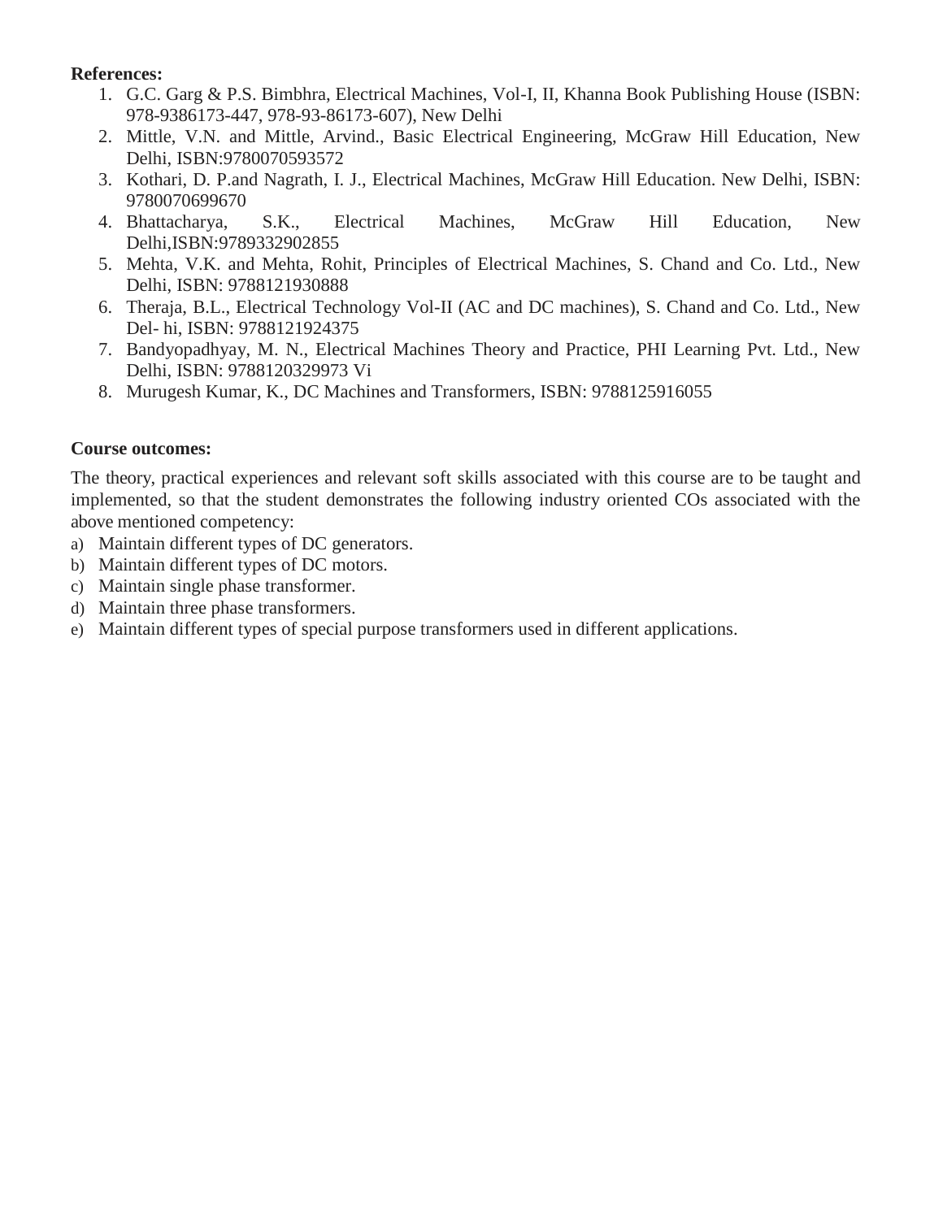**References:**

1. G.C. Garg & P.S. Bimbhra, Electrical Machines, Vol-I, II, Khanna Book Publishing House (ISBN: 978-9386173-447, 978-93-86173-607), New Delhi
2. Mittle, V.N. and Mittle, Arvind., Basic Electrical Engineering, McGraw Hill Education, New Delhi, ISBN:9780070593572
3. Kothari, D. P.and Nagrath, I. J., Electrical Machines, McGraw Hill Education. New Delhi, ISBN: 9780070699670
4. Bhattacharya, S.K., Electrical Machines, McGraw Hill Education, New Delhi,ISBN:9789332902855
5. Mehta, V.K. and Mehta, Rohit, Principles of Electrical Machines, S. Chand and Co. Ltd., New Delhi, ISBN: 9788121930888
6. Theraja, B.L., Electrical Technology Vol-II (AC and DC machines), S. Chand and Co. Ltd., New Del- hi, ISBN: 9788121924375
7. Bandyopadhyay, M. N., Electrical Machines Theory and Practice, PHI Learning Pvt. Ltd., New Delhi, ISBN: 9788120329973 Vi
8. Murugesh Kumar, K., DC Machines and Transformers, ISBN: 9788125916055

**Course outcomes:**

The theory, practical experiences and relevant soft skills associated with this course are to be taught and implemented, so that the student demonstrates the following industry oriented COs associated with the above mentioned competency:

a) Maintain different types of DC generators.
b) Maintain different types of DC motors.
c) Maintain single phase transformer.
d) Maintain three phase transformers.
e) Maintain different types of special purpose transformers used in different applications.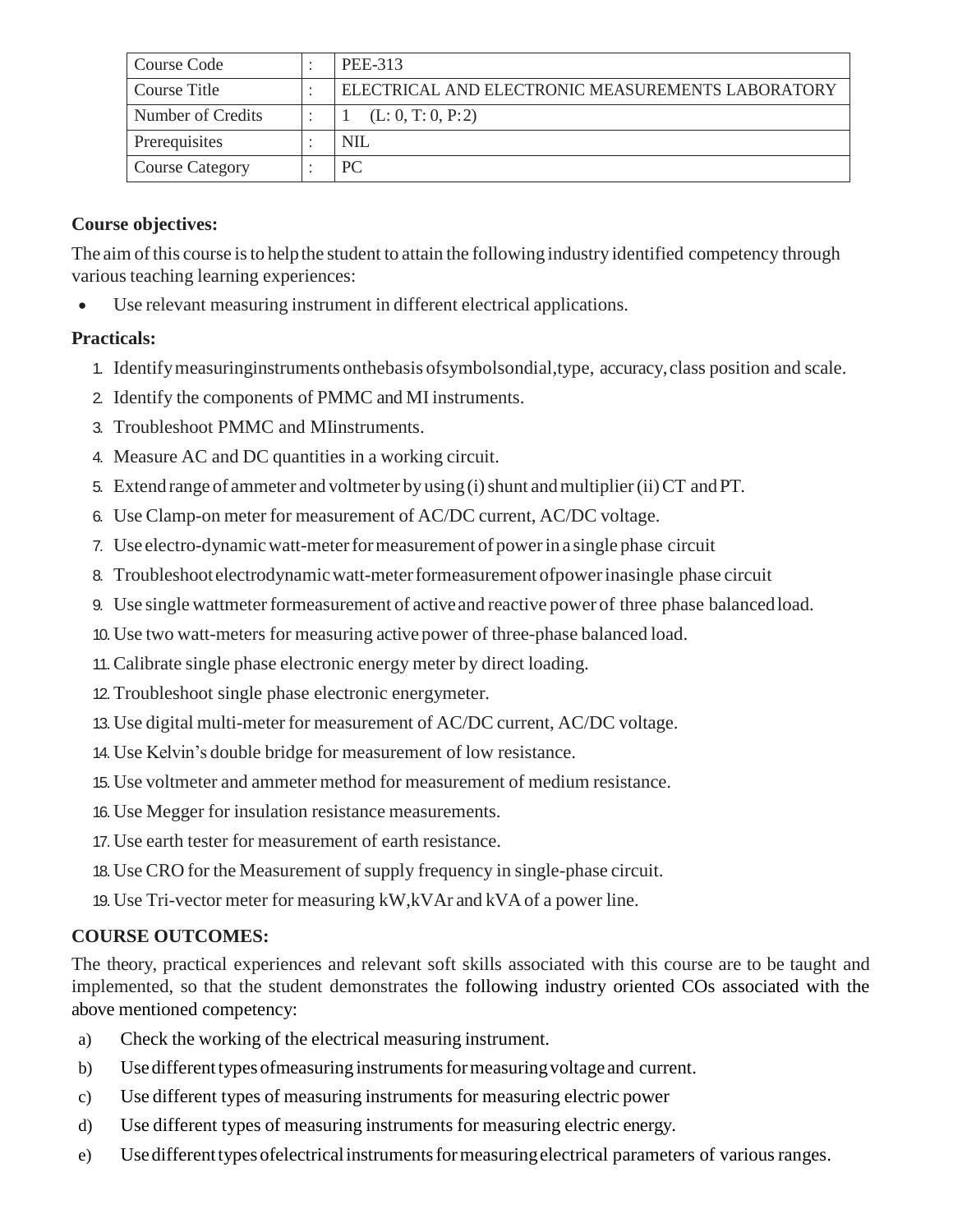| Course Code | : | PEE-313 |
|---|---|---|
| Course Title | : | ELECTRICAL AND ELECTRONIC MEASUREMENTS LABORATORY |
| Number of Credits | : | 1 (L: 0, T: 0, P: 2) |
| Prerequisites | : | NIL |
| Course Category | : | PC |

**Course objectives:**

The aim of this course is to help the student to attain the following industry identified competency through various teaching learning experiences:

- Use relevant measuring instrument in different electrical applications.

**Practicals:**

1. Identify measuring instruments on the basis of symbols on dial, type, accuracy, class position and scale.
2. Identify the components of PMMC and MI instruments.
3. Troubleshoot PMMC and MIinstruments.
4. Measure AC and DC quantities in a working circuit.
5. Extend range of ammeter and voltmeter by using (i) shunt and multiplier (ii) CT and PT.
6. Use Clamp-on meter for measurement of AC/DC current, AC/DC voltage.
7. Use electro-dynamic watt-meter for measurement of power in a single phase circuit
8. Troubleshoot electrodynamic watt-meter for measurement of power in a single phase circuit
9. Use single wattmeter for measurement of active and reactive power of three phase balanced load.
10. Use two watt-meters for measuring active power of three-phase balanced load.
11. Calibrate single phase electronic energy meter by direct loading.
12. Troubleshoot single phase electronic energymeter.
13. Use digital multi-meter for measurement of AC/DC current, AC/DC voltage.
14. Use Kelvin's double bridge for measurement of low resistance.
15. Use voltmeter and ammeter method for measurement of medium resistance.
16. Use Megger for insulation resistance measurements.
17. Use earth tester for measurement of earth resistance.
18. Use CRO for the Measurement of supply frequency in single-phase circuit.
19. Use Tri-vector meter for measuring kW,kVAr and kVA of a power line.

**COURSE OUTCOMES:**

The theory, practical experiences and relevant soft skills associated with this course are to be taught and implemented, so that the student demonstrates the following industry oriented COs associated with the above mentioned competency:

a) Check the working of the electrical measuring instrument.

b) Use different types of measuring instruments for measuring voltage and current.

c) Use different types of measuring instruments for measuring electric power

d) Use different types of measuring instruments for measuring electric energy.

e) Use different types of electrical instruments for measuring electrical parameters of various ranges.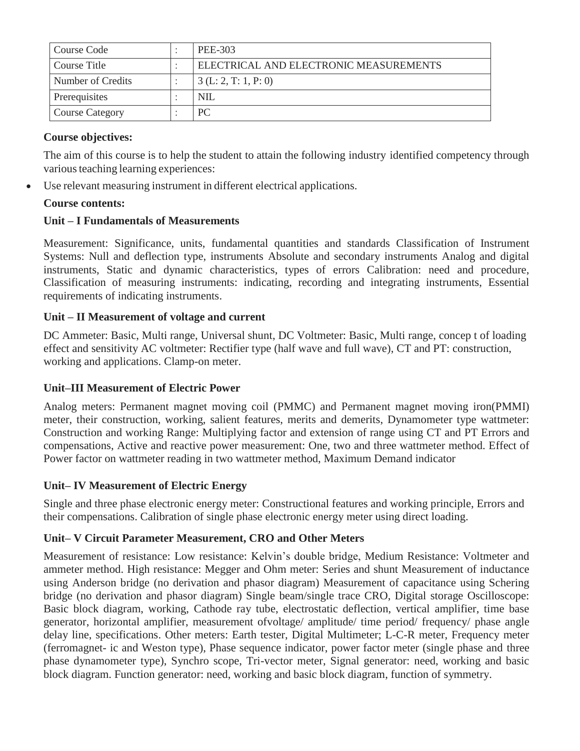| Course Code | : | PEE-303 |
|---|---|---|
| Course Title | : | ELECTRICAL AND ELECTRONIC MEASUREMENTS |
| Number of Credits | : | 3 (L: 2, T: 1, P: 0) |
| Prerequisites | : | NIL |
| Course Category | : | PC |

**Course objectives:**

The aim of this course is to help the student to attain the following industry identified competency through various teaching learning experiences:

- Use relevant measuring instrument in different electrical applications.

**Course contents:**

**Unit – I Fundamentals of Measurements**

Measurement: Significance, units, fundamental quantities and standards Classification of Instrument Systems: Null and deflection type, instruments Absolute and secondary instruments Analog and digital instruments, Static and dynamic characteristics, types of errors Calibration: need and procedure, Classification of measuring instruments: indicating, recording and integrating instruments, Essential requirements of indicating instruments.

**Unit – II Measurement of voltage and current**

DC Ammeter: Basic, Multi range, Universal shunt, DC Voltmeter: Basic, Multi range, concep t of loading effect and sensitivity AC voltmeter: Rectifier type (half wave and full wave), CT and PT: construction, working and applications. Clamp-on meter.

**Unit–III Measurement of Electric Power**

Analog meters: Permanent magnet moving coil (PMMC) and Permanent magnet moving iron(PMMI) meter, their construction, working, salient features, merits and demerits, Dynamometer type wattmeter: Construction and working Range: Multiplying factor and extension of range using CT and PT Errors and compensations, Active and reactive power measurement: One, two and three wattmeter method. Effect of Power factor on wattmeter reading in two wattmeter method, Maximum Demand indicator

**Unit– IV Measurement of Electric Energy**

Single and three phase electronic energy meter: Constructional features and working principle, Errors and their compensations. Calibration of single phase electronic energy meter using direct loading.

**Unit– V Circuit Parameter Measurement, CRO and Other Meters**

Measurement of resistance: Low resistance: Kelvin's double bridge, Medium Resistance: Voltmeter and ammeter method. High resistance: Megger and Ohm meter: Series and shunt Measurement of inductance using Anderson bridge (no derivation and phasor diagram) Measurement of capacitance using Schering bridge (no derivation and phasor diagram) Single beam/single trace CRO, Digital storage Oscilloscope: Basic block diagram, working, Cathode ray tube, electrostatic deflection, vertical amplifier, time base generator, horizontal amplifier, measurement ofvoltage/ amplitude/ time period/ frequency/ phase angle delay line, specifications. Other meters: Earth tester, Digital Multimeter; L-C-R meter, Frequency meter (ferromagnet- ic and Weston type), Phase sequence indicator, power factor meter (single phase and three phase dynamometer type), Synchro scope, Tri-vector meter, Signal generator: need, working and basic block diagram. Function generator: need, working and basic block diagram, function of symmetry.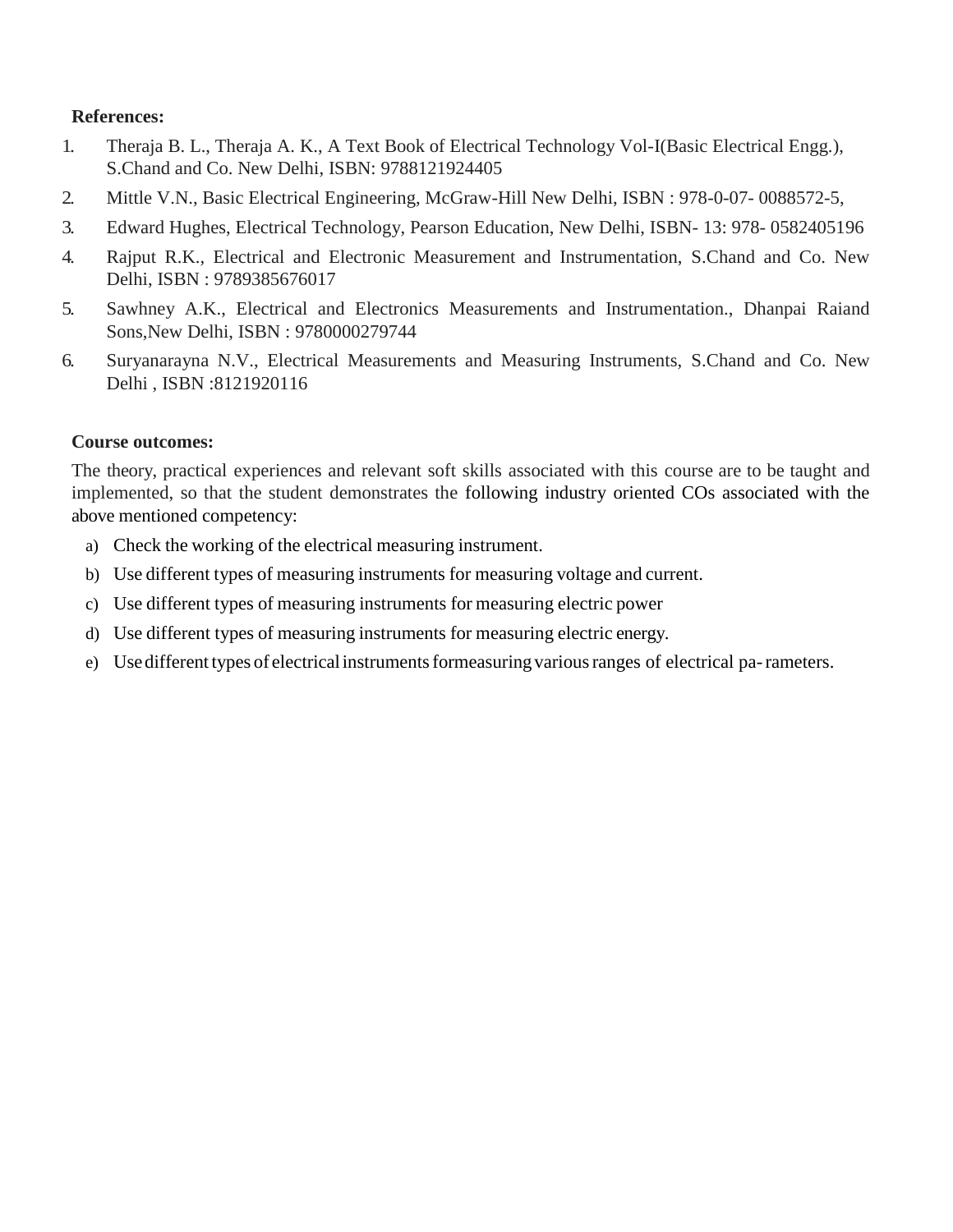**References:**

1. Theraja B. L., Theraja A. K., A Text Book of Electrical Technology Vol-I(Basic Electrical Engg.), S.Chand and Co. New Delhi, ISBN: 9788121924405
2. Mittle V.N., Basic Electrical Engineering, McGraw-Hill New Delhi, ISBN : 978-0-07- 0088572-5,
3. Edward Hughes, Electrical Technology, Pearson Education, New Delhi, ISBN- 13: 978- 0582405196
4. Rajput R.K., Electrical and Electronic Measurement and Instrumentation, S.Chand and Co. New Delhi, ISBN : 9789385676017
5. Sawhney A.K., Electrical and Electronics Measurements and Instrumentation., Dhanpai Raiand Sons,New Delhi, ISBN : 9780000279744
6. Suryanarayna N.V., Electrical Measurements and Measuring Instruments, S.Chand and Co. New Delhi , ISBN :8121920116

**Course outcomes:**

The theory, practical experiences and relevant soft skills associated with this course are to be taught and implemented, so that the student demonstrates the following industry oriented COs associated with the above mentioned competency:

a) Check the working of the electrical measuring instrument.
b) Use different types of measuring instruments for measuring voltage and current.
c) Use different types of measuring instruments for measuring electric power
d) Use different types of measuring instruments for measuring electric energy.
e) Use different types of electrical instruments formeasuring various ranges of electrical pa- rameters.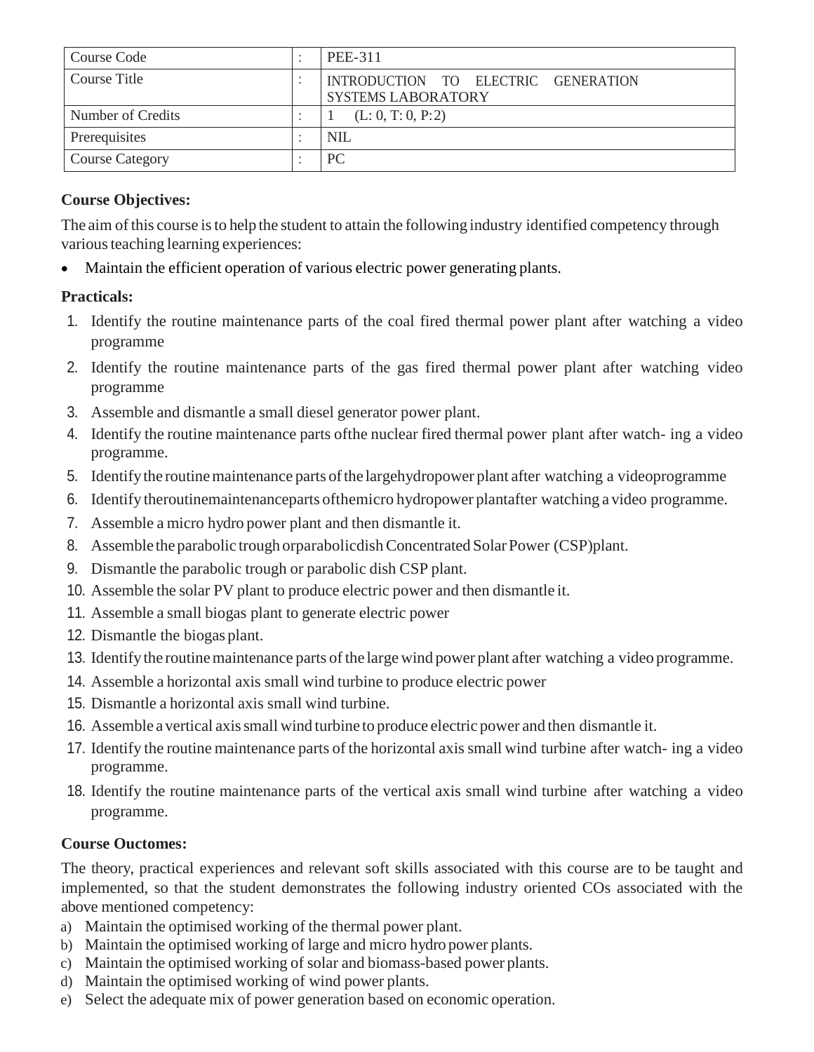| Course Code | : | PEE-311 |
|---|---|---|
| Course Title | : | INTRODUCTION TO ELECTRIC GENERATION SYSTEMS LABORATORY |
| Number of Credits | : | 1 (L: 0, T: 0, P:2) |
| Prerequisites | : | NIL |
| Course Category | : | PC |

**Course Objectives:**

The aim of this course is to help the student to attain the following industry identified competency through various teaching learning experiences:

- Maintain the efficient operation of various electric power generating plants.

**Practicals:**

1. Identify the routine maintenance parts of the coal fired thermal power plant after watching a video programme
2. Identify the routine maintenance parts of the gas fired thermal power plant after watching video programme
3. Assemble and dismantle a small diesel generator power plant.
4. Identify the routine maintenance parts ofthe nuclear fired thermal power plant after watch- ing a video programme.
5. Identify the routine maintenance parts of the largehydropower plant after watching a videoprogramme
6. Identify theroutinemaintenanceparts ofthemicro hydropower plantafter watching a video programme.
7. Assemble a micro hydro power plant and then dismantle it.
8. Assemble the parabolic trough orparabolicdish Concentrated Solar Power (CSP)plant.
9. Dismantle the parabolic trough or parabolic dish CSP plant.
10. Assemble the solar PV plant to produce electric power and then dismantle it.
11. Assemble a small biogas plant to generate electric power
12. Dismantle the biogas plant.
13. Identify the routine maintenance parts of the large wind power plant after watching a video programme.
14. Assemble a horizontal axis small wind turbine to produce electric power
15. Dismantle a horizontal axis small wind turbine.
16. Assemble a vertical axis small wind turbine to produce electric power and then dismantle it.
17. Identify the routine maintenance parts of the horizontal axis small wind turbine after watch- ing a video programme.
18. Identify the routine maintenance parts of the vertical axis small wind turbine after watching a video programme.

**Course Ouctomes:**

The theory, practical experiences and relevant soft skills associated with this course are to be taught and implemented, so that the student demonstrates the following industry oriented COs associated with the above mentioned competency:

a) Maintain the optimised working of the thermal power plant.
b) Maintain the optimised working of large and micro hydro power plants.
c) Maintain the optimised working of solar and biomass-based power plants.
d) Maintain the optimised working of wind power plants.
e) Select the adequate mix of power generation based on economic operation.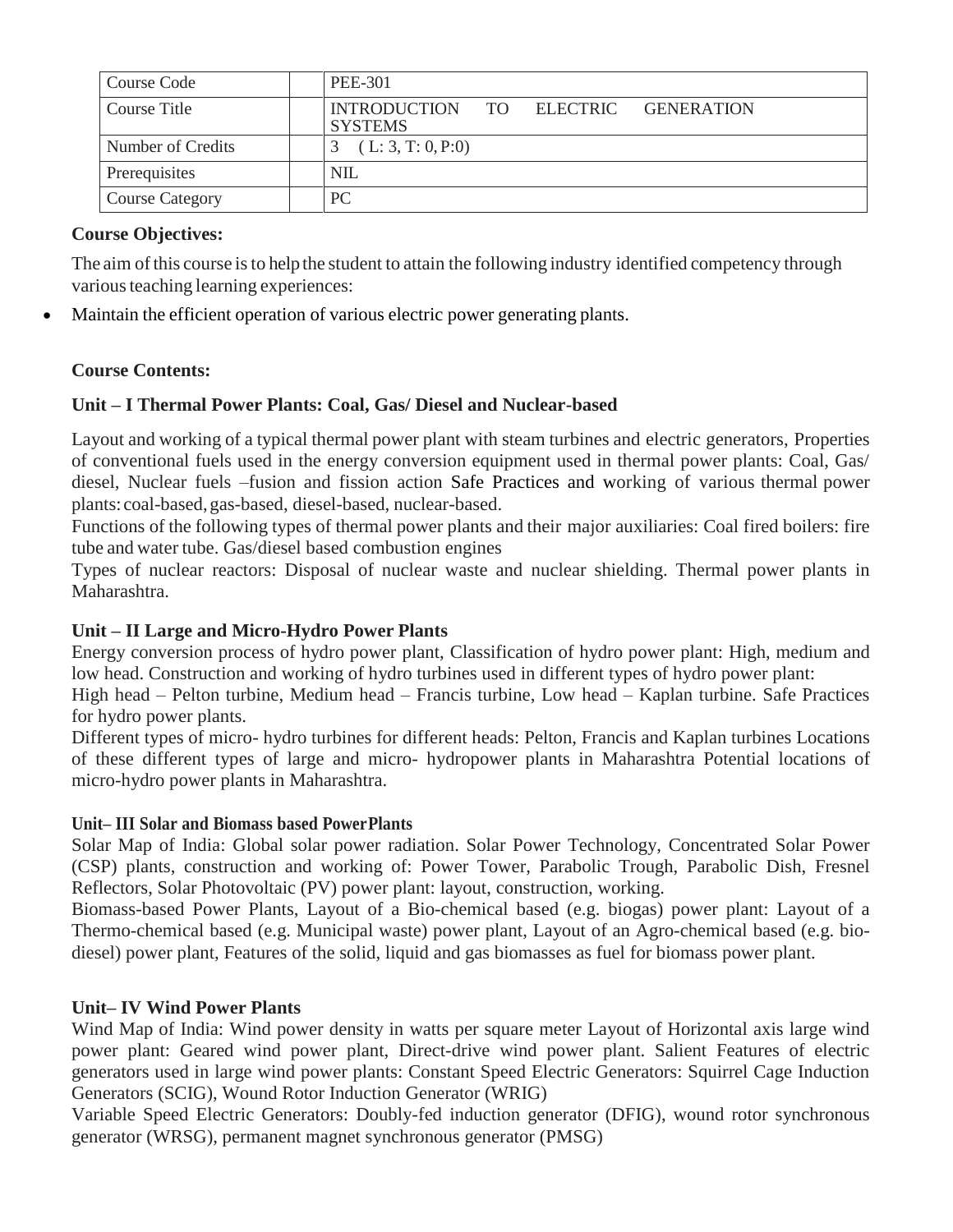| Course Code | PEE-301 |
|---|---|
| Course Title | INTRODUCTION TO ELECTRIC GENERATION SYSTEMS |
| Number of Credits | 3 ( L: 3, T: 0, P:0) |
| Prerequisites | NIL |
| Course Category | PC |

**Course Objectives:**

The aim of this course is to help the student to attain the following industry identified competency through various teaching learning experiences:

- Maintain the efficient operation of various electric power generating plants.

**Course Contents:**

**Unit – I Thermal Power Plants: Coal, Gas/ Diesel and Nuclear-based**

Layout and working of a typical thermal power plant with steam turbines and electric generators, Properties of conventional fuels used in the energy conversion equipment used in thermal power plants: Coal, Gas/ diesel, Nuclear fuels –fusion and fission action Safe Practices and working of various thermal power plants: coal-based, gas-based, diesel-based, nuclear-based.

Functions of the following types of thermal power plants and their major auxiliaries: Coal fired boilers: fire tube and water tube. Gas/diesel based combustion engines

Types of nuclear reactors: Disposal of nuclear waste and nuclear shielding. Thermal power plants in Maharashtra.

**Unit – II Large and Micro-Hydro Power Plants**

Energy conversion process of hydro power plant, Classification of hydro power plant: High, medium and low head. Construction and working of hydro turbines used in different types of hydro power plant:

High head – Pelton turbine, Medium head – Francis turbine, Low head – Kaplan turbine. Safe Practices for hydro power plants.

Different types of micro- hydro turbines for different heads: Pelton, Francis and Kaplan turbines Locations of these different types of large and micro- hydropower plants in Maharashtra Potential locations of micro-hydro power plants in Maharashtra.

**Unit– III Solar and Biomass based PowerPlants**

Solar Map of India: Global solar power radiation. Solar Power Technology, Concentrated Solar Power (CSP) plants, construction and working of: Power Tower, Parabolic Trough, Parabolic Dish, Fresnel Reflectors, Solar Photovoltaic (PV) power plant: layout, construction, working.

Biomass-based Power Plants, Layout of a Bio-chemical based (e.g. biogas) power plant: Layout of a Thermo-chemical based (e.g. Municipal waste) power plant, Layout of an Agro-chemical based (e.g. bio-diesel) power plant, Features of the solid, liquid and gas biomasses as fuel for biomass power plant.

**Unit– IV Wind Power Plants**

Wind Map of India: Wind power density in watts per square meter Layout of Horizontal axis large wind power plant: Geared wind power plant, Direct-drive wind power plant. Salient Features of electric generators used in large wind power plants: Constant Speed Electric Generators: Squirrel Cage Induction Generators (SCIG), Wound Rotor Induction Generator (WRIG)

Variable Speed Electric Generators: Doubly-fed induction generator (DFIG), wound rotor synchronous generator (WRSG), permanent magnet synchronous generator (PMSG)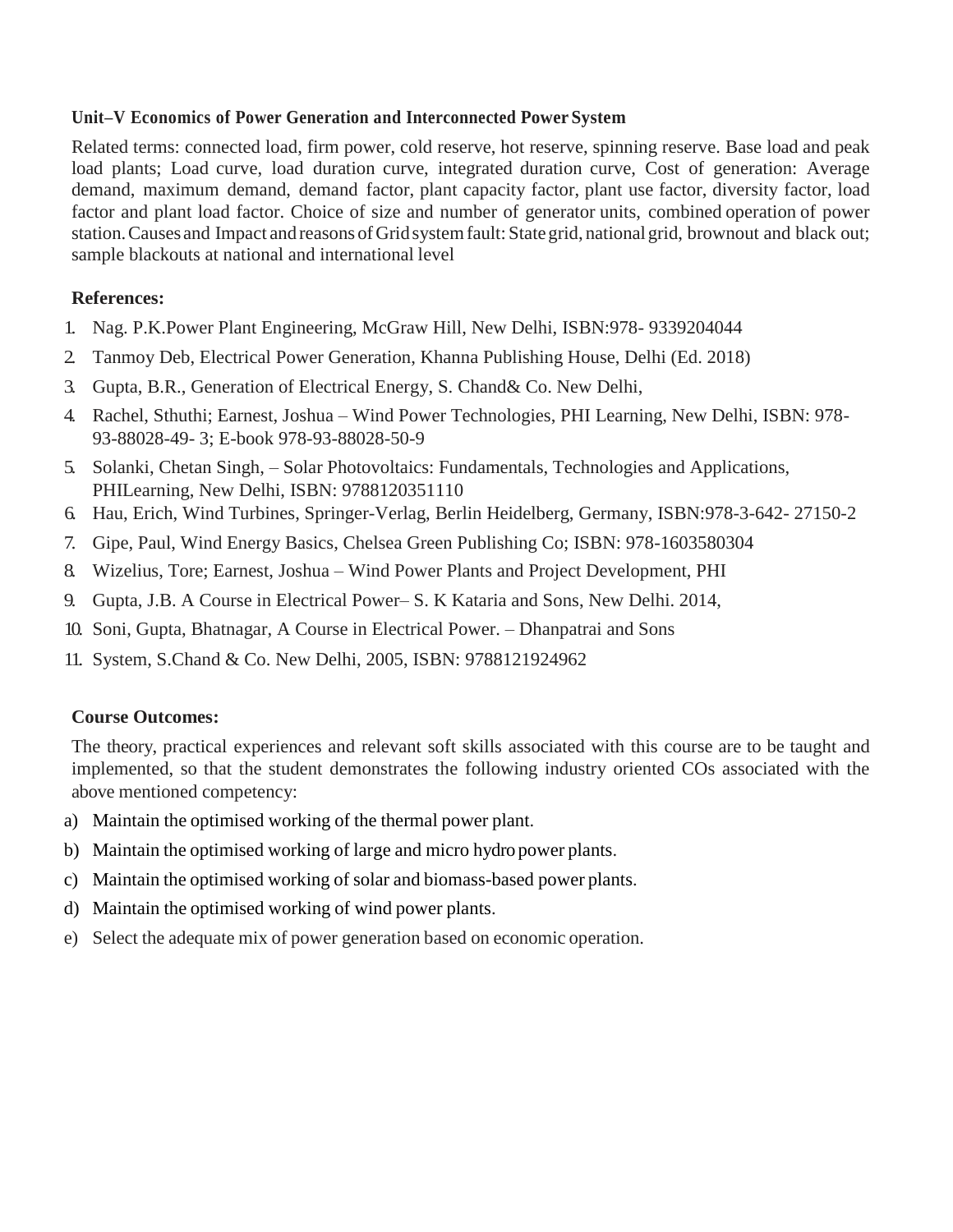**Unit–V Economics of Power Generation and Interconnected Power System**

Related terms: connected load, firm power, cold reserve, hot reserve, spinning reserve. Base load and peak load plants; Load curve, load duration curve, integrated duration curve, Cost of generation: Average demand, maximum demand, demand factor, plant capacity factor, plant use factor, diversity factor, load factor and plant load factor. Choice of size and number of generator units, combined operation of power station. Causes and Impact and reasons of Grid system fault: State grid, national grid, brownout and black out; sample blackouts at national and international level

**References:**

1. Nag. P.K.Power Plant Engineering, McGraw Hill, New Delhi, ISBN:978- 9339204044
2. Tanmoy Deb, Electrical Power Generation, Khanna Publishing House, Delhi (Ed. 2018)
3. Gupta, B.R., Generation of Electrical Energy, S. Chand& Co. New Delhi,
4. Rachel, Sthuthi; Earnest, Joshua – Wind Power Technologies, PHI Learning, New Delhi, ISBN: 978-93-88028-49- 3; E-book 978-93-88028-50-9
5. Solanki, Chetan Singh, – Solar Photovoltaics: Fundamentals, Technologies and Applications, PHILearning, New Delhi, ISBN: 9788120351110
6. Hau, Erich, Wind Turbines, Springer-Verlag, Berlin Heidelberg, Germany, ISBN:978-3-642- 27150-2
7. Gipe, Paul, Wind Energy Basics, Chelsea Green Publishing Co; ISBN: 978-1603580304
8. Wizelius, Tore; Earnest, Joshua – Wind Power Plants and Project Development, PHI
9. Gupta, J.B. A Course in Electrical Power– S. K Kataria and Sons, New Delhi. 2014,
10. Soni, Gupta, Bhatnagar, A Course in Electrical Power. – Dhanpatrai and Sons
11. System, S.Chand & Co. New Delhi, 2005, ISBN: 9788121924962

**Course Outcomes:**

The theory, practical experiences and relevant soft skills associated with this course are to be taught and implemented, so that the student demonstrates the following industry oriented COs associated with the above mentioned competency:

a) Maintain the optimised working of the thermal power plant.
b) Maintain the optimised working of large and micro hydro power plants.
c) Maintain the optimised working of solar and biomass-based power plants.
d) Maintain the optimised working of wind power plants.
e) Select the adequate mix of power generation based on economic operation.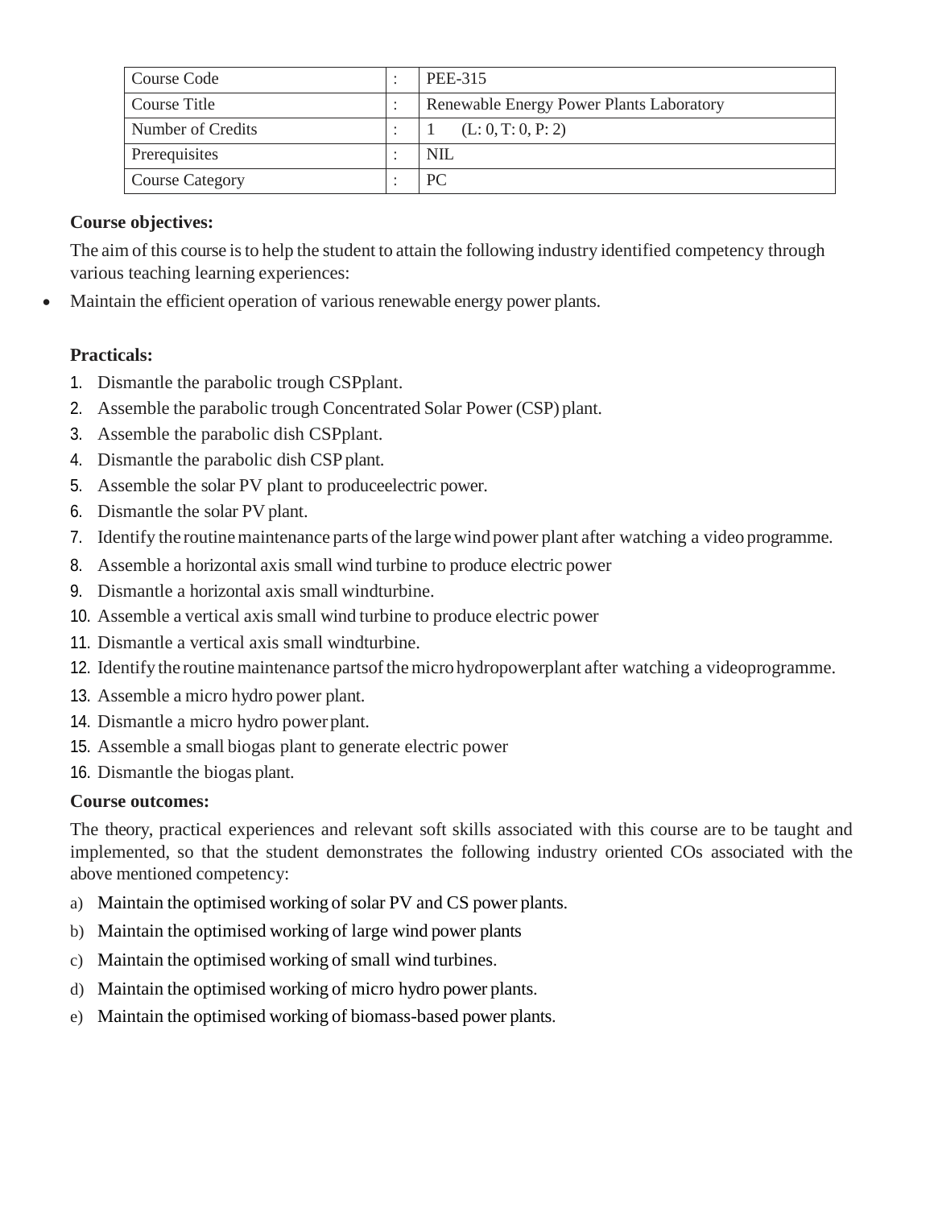| Course Code | : | PEE-315 |
|---|---|---|
| Course Title | : | Renewable Energy Power Plants Laboratory |
| Number of Credits | : | 1 (L: 0, T: 0, P: 2) |
| Prerequisites | : | NIL |
| Course Category | : | PC |

**Course objectives:**

The aim of this course is to help the student to attain the following industry identified competency through various teaching learning experiences:

- Maintain the efficient operation of various renewable energy power plants.

**Practicals:**

1. Dismantle the parabolic trough CSPplant.
2. Assemble the parabolic trough Concentrated Solar Power (CSP) plant.
3. Assemble the parabolic dish CSPplant.
4. Dismantle the parabolic dish CSP plant.
5. Assemble the solar PV plant to produceelectric power.
6. Dismantle the solar PV plant.
7. Identify the routine maintenance parts of the large wind power plant after watching a video programme.
8. Assemble a horizontal axis small wind turbine to produce electric power
9. Dismantle a horizontal axis small windturbine.
10. Assemble a vertical axis small wind turbine to produce electric power
11. Dismantle a vertical axis small windturbine.
12. Identify the routine maintenance partsof the micro hydropowerplant after watching a videoprogramme.
13. Assemble a micro hydro power plant.
14. Dismantle a micro hydro power plant.
15. Assemble a small biogas plant to generate electric power
16. Dismantle the biogas plant.

**Course outcomes:**

The theory, practical experiences and relevant soft skills associated with this course are to be taught and implemented, so that the student demonstrates the following industry oriented COs associated with the above mentioned competency:

a) Maintain the optimised working of solar PV and CS power plants.
b) Maintain the optimised working of large wind power plants
c) Maintain the optimised working of small wind turbines.
d) Maintain the optimised working of micro hydro power plants.
e) Maintain the optimised working of biomass-based power plants.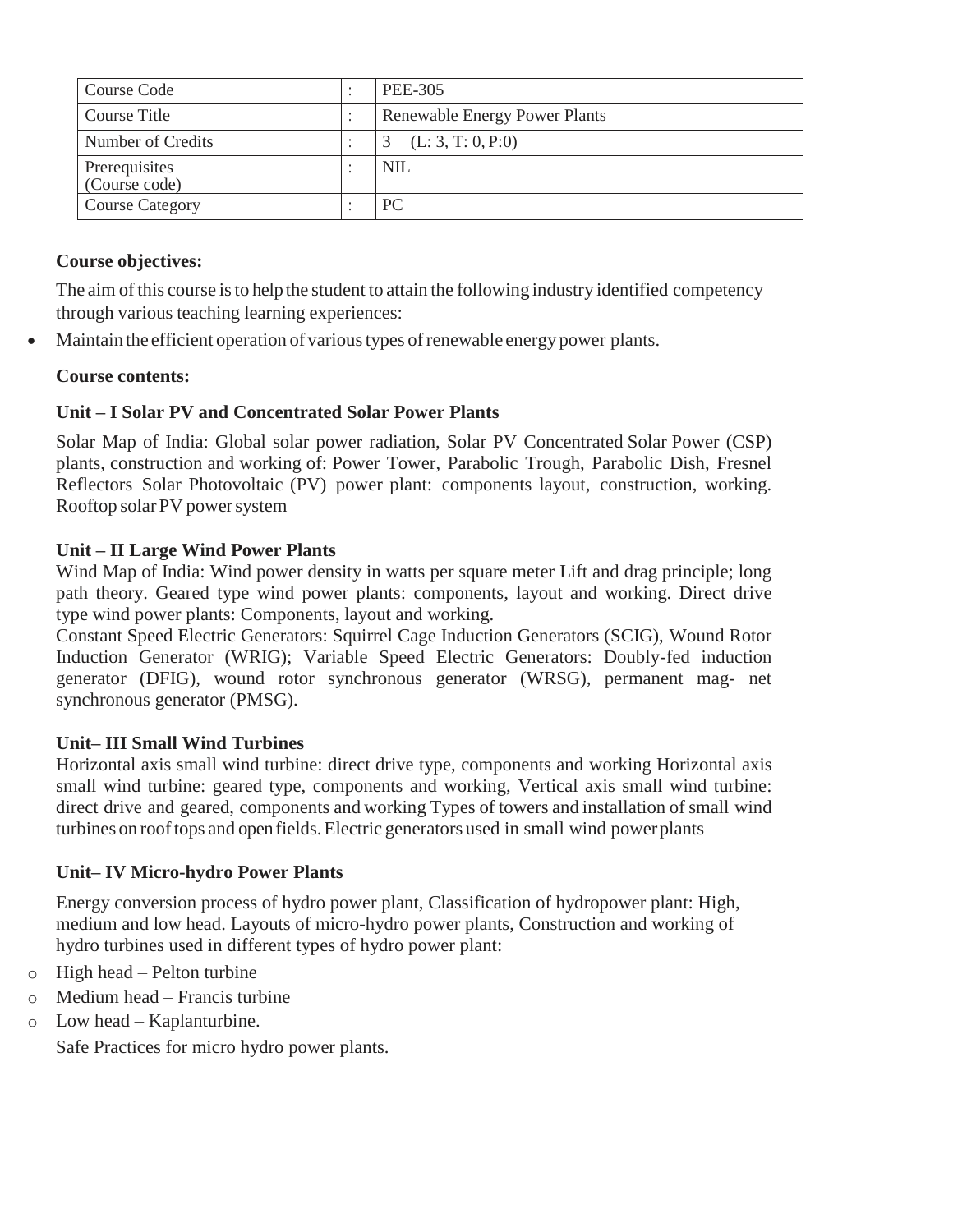| Course Code | : | PEE-305 |
|---|---|---|
| Course Title | : | Renewable Energy Power Plants |
| Number of Credits | : | 3 (L: 3, T: 0, P:0) |
| Prerequisites (Course code) | : | NIL |
| Course Category | : | PC |

**Course objectives:**

The aim of this course is to help the student to attain the following industry identified competency through various teaching learning experiences:

- Maintain the efficient operation of various types of renewable energy power plants.

**Course contents:**

**Unit – I Solar PV and Concentrated Solar Power Plants**

Solar Map of India: Global solar power radiation, Solar PV Concentrated Solar Power (CSP) plants, construction and working of: Power Tower, Parabolic Trough, Parabolic Dish, Fresnel Reflectors Solar Photovoltaic (PV) power plant: components layout, construction, working. Rooftop solar PV power system

**Unit – II Large Wind Power Plants**

Wind Map of India: Wind power density in watts per square meter Lift and drag principle; long path theory. Geared type wind power plants: components, layout and working. Direct drive type wind power plants: Components, layout and working.

Constant Speed Electric Generators: Squirrel Cage Induction Generators (SCIG), Wound Rotor Induction Generator (WRIG); Variable Speed Electric Generators: Doubly-fed induction generator (DFIG), wound rotor synchronous generator (WRSG), permanent mag- net synchronous generator (PMSG).

**Unit– III Small Wind Turbines**

Horizontal axis small wind turbine: direct drive type, components and working Horizontal axis small wind turbine: geared type, components and working, Vertical axis small wind turbine: direct drive and geared, components and working Types of towers and installation of small wind turbines on roof tops and open fields. Electric generators used in small wind power plants

**Unit– IV Micro-hydro Power Plants**

Energy conversion process of hydro power plant, Classification of hydropower plant: High, medium and low head. Layouts of micro-hydro power plants, Construction and working of hydro turbines used in different types of hydro power plant:

- High head – Pelton turbine
- Medium head – Francis turbine
- Low head – Kaplanturbine.

Safe Practices for micro hydro power plants.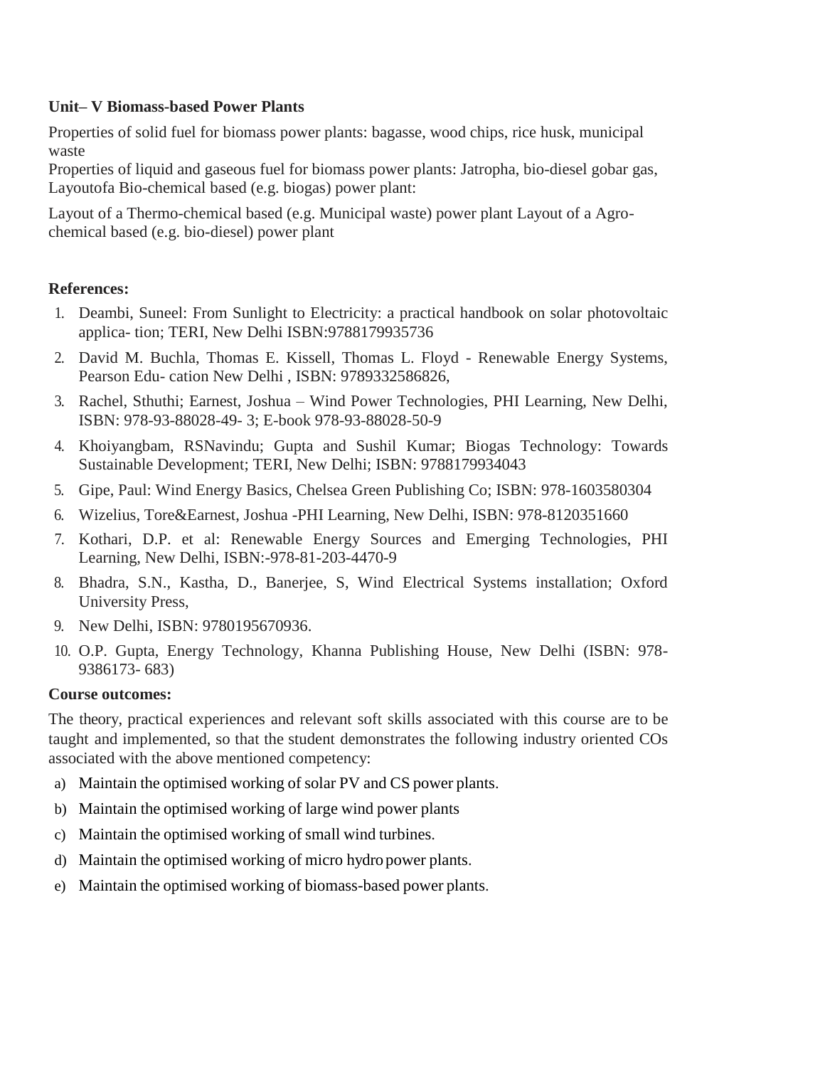**Unit– V Biomass-based Power Plants**

Properties of solid fuel for biomass power plants: bagasse, wood chips, rice husk, municipal waste

Properties of liquid and gaseous fuel for biomass power plants: Jatropha, bio-diesel gobar gas, Layoutofa Bio-chemical based (e.g. biogas) power plant:

Layout of a Thermo-chemical based (e.g. Municipal waste) power plant Layout of a Agro-chemical based (e.g. bio-diesel) power plant

**References:**

1. Deambi, Suneel: From Sunlight to Electricity: a practical handbook on solar photovoltaic applica- tion; TERI, New Delhi ISBN:9788179935736
2. David M. Buchla, Thomas E. Kissell, Thomas L. Floyd - Renewable Energy Systems, Pearson Edu- cation New Delhi , ISBN: 9789332586826,
3. Rachel, Sthuthi; Earnest, Joshua – Wind Power Technologies, PHI Learning, New Delhi, ISBN: 978-93-88028-49- 3; E-book 978-93-88028-50-9
4. Khoiyangbam, RSNavindu; Gupta and Sushil Kumar; Biogas Technology: Towards Sustainable Development; TERI, New Delhi; ISBN: 9788179934043
5. Gipe, Paul: Wind Energy Basics, Chelsea Green Publishing Co; ISBN: 978-1603580304
6. Wizelius, Tore&Earnest, Joshua -PHI Learning, New Delhi, ISBN: 978-8120351660
7. Kothari, D.P. et al: Renewable Energy Sources and Emerging Technologies, PHI Learning, New Delhi, ISBN:-978-81-203-4470-9
8. Bhadra, S.N., Kastha, D., Banerjee, S, Wind Electrical Systems installation; Oxford University Press,
9. New Delhi, ISBN: 9780195670936.
10. O.P. Gupta, Energy Technology, Khanna Publishing House, New Delhi (ISBN: 978-9386173- 683)

**Course outcomes:**

The theory, practical experiences and relevant soft skills associated with this course are to be taught and implemented, so that the student demonstrates the following industry oriented COs associated with the above mentioned competency:

a) Maintain the optimised working of solar PV and CS power plants.
b) Maintain the optimised working of large wind power plants
c) Maintain the optimised working of small wind turbines.
d) Maintain the optimised working of micro hydro power plants.
e) Maintain the optimised working of biomass-based power plants.